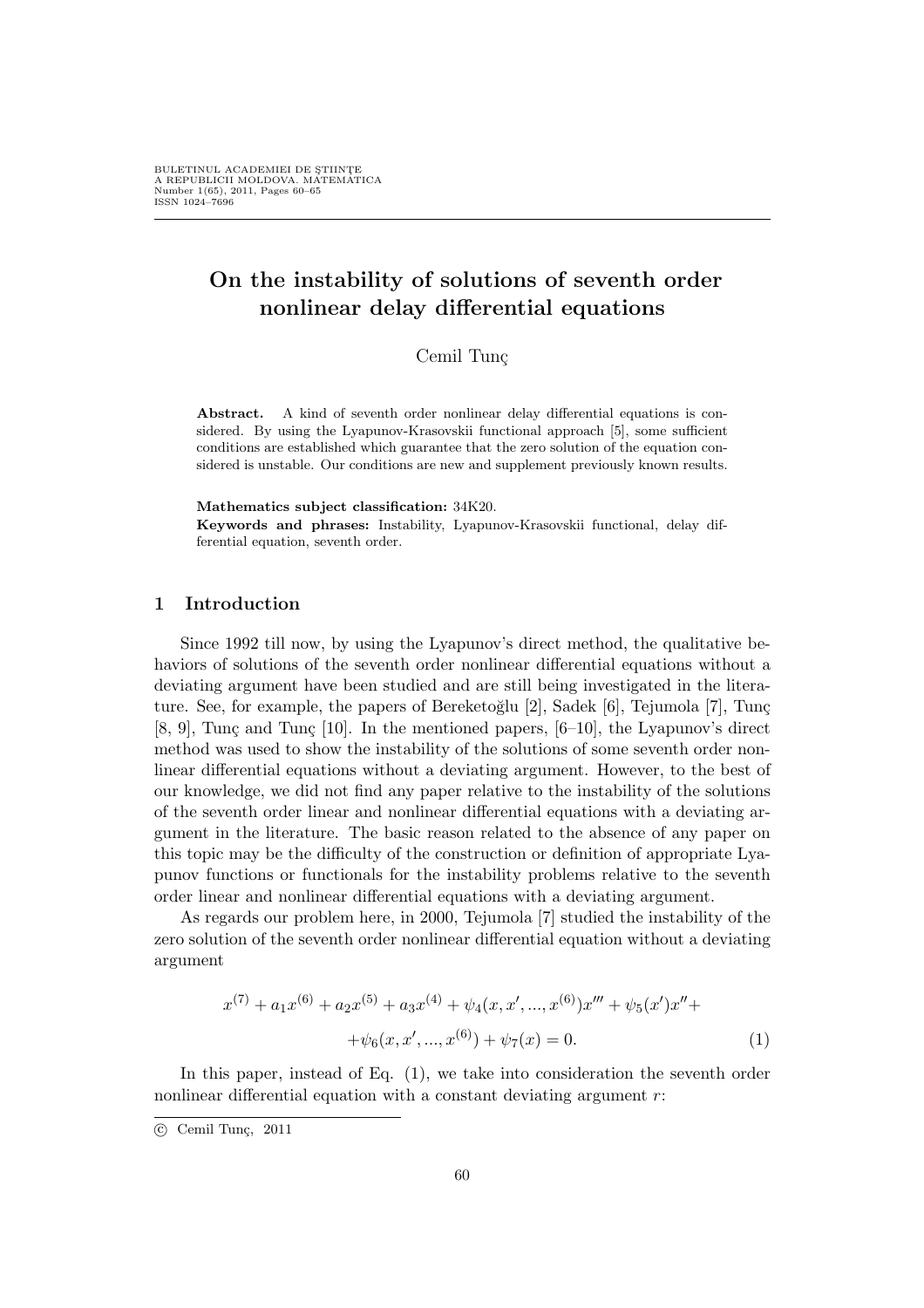# On the instability of solutions of seventh order nonlinear delay differential equations

Cemil Tunç

**Abstract.** A kind of seventh order nonlinear delay differential equations is considered. By using the Lyapunov-Krasovskii functional approach [5], some sufficient conditions are established which guarantee that the zero solution of the equation considered is unstable. Our conditions are new and supplement previously known results.

**Mathematics subject classification:** 34K20.

**Keywords and phrases:** Instability, Lyapunov-Krasovskii functional, delay differential equation, seventh order.

## 1 Introduction

Since 1992 till now, by using the Lyapunov's direct method, the qualitative behaviors of solutions of the seventh order nonlinear differential equations without a deviating argument have been studied and are still being investigated in the literature. See, for example, the papers of Bereketoğlu [2], Sadek [6], Tejumola [7], Tunç [8, 9], Tunç and Tunç [10]. In the mentioned papers, [6–10], the Lyapunov's direct method was used to show the instability of the solutions of some seventh order nonlinear differential equations without a deviating argument. However, to the best of our knowledge, we did not find any paper relative to the instability of the solutions of the seventh order linear and nonlinear differential equations with a deviating argument in the literature. The basic reason related to the absence of any paper on this topic may be the difficulty of the construction or definition of appropriate Lyapunov functions or functionals for the instability problems relative to the seventh order linear and nonlinear differential equations with a deviating argument.

As regards our problem here, in 2000, Tejumola [7] studied the instability of the zero solution of the seventh order nonlinear differential equation without a deviating argument

$$x^{(7)} + a_1 x^{(6)} + a_2 x^{(5)} + a_3 x^{(4)} + \psi_4(x, x', ..., x^{(6)})x''' + \psi_5(x')x'' + $$
$$+\psi_6(x, x', ..., x^{(6)}) + \psi_7(x) = 0. \tag{1}$$

In this paper, instead of Eq. (1), we take into consideration the seventh order nonlinear differential equation with a constant deviating argument $r$:

© Cemil Tunç, 2011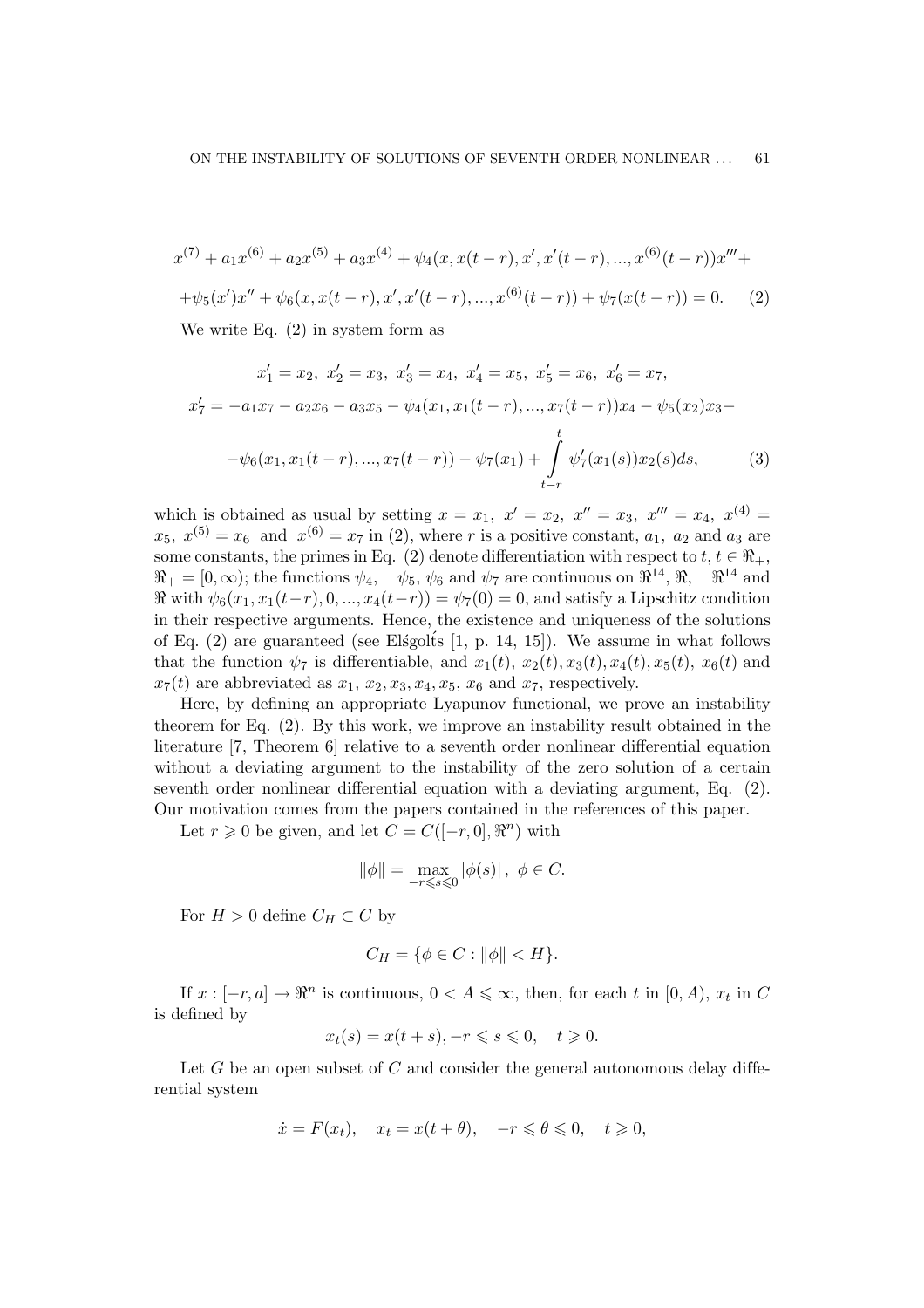$$x^{(7)} + a_1 x^{(6)} + a_2 x^{(5)} + a_3 x^{(4)} + \psi_4(x, x(t-r), x', x'(t-r), ..., x^{(6)}(t-r))x''' +$$

$$+\psi_5(x')x'' + \psi_6(x, x(t-r), x', x'(t-r), ..., x^{(6)}(t-r)) + \psi_7(x(t-r)) = 0. \qquad (2)$$

We write Eq. (2) in system form as

$$x_1' = x_2,\ x_2' = x_3,\ x_3' = x_4,\ x_4' = x_5,\ x_5' = x_6,\ x_6' = x_7,$$

$$x_7' = -a_1 x_7 - a_2 x_6 - a_3 x_5 - \psi_4(x_1, x_1(t-r), ..., x_7(t-r))x_4 - \psi_5(x_2)x_3 -$$

$$-\psi_6(x_1, x_1(t-r), ..., x_7(t-r)) - \psi_7(x_1) + \int\limits_{t-r}^{t} \psi_7'(x_1(s))x_2(s)ds, \qquad (3)$$

which is obtained as usual by setting $x = x_1,\ x' = x_2,\ x'' = x_3,\ x''' = x_4,\ x^{(4)} = x_5,\ x^{(5)} = x_6$ and $x^{(6)} = x_7$ in (2), where $r$ is a positive constant, $a_1,\ a_2$ and $a_3$ are some constants, the primes in Eq. (2) denote differentiation with respect to $t$, $t \in \Re_+$, $\Re_+ = [0, \infty)$; the functions $\psi_4$, $\psi_5$, $\psi_6$ and $\psi_7$ are continuous on $\Re^{14}$, $\Re$, $\Re^{14}$ and $\Re$ with $\psi_6(x_1, x_1(t-r), 0, ..., x_4(t-r)) = \psi_7(0) = 0$, and satisfy a Lipschitz condition in their respective arguments. Hence, the existence and uniqueness of the solutions of Eq. (2) are guaranteed (see Elśgolt́s [1, p. 14, 15]). We assume in what follows that the function $\psi_7$ is differentiable, and $x_1(t),\ x_2(t), x_3(t), x_4(t), x_5(t),\ x_6(t)$ and $x_7(t)$ are abbreviated as $x_1,\ x_2, x_3, x_4, x_5,\ x_6$ and $x_7$, respectively.

Here, by defining an appropriate Lyapunov functional, we prove an instability theorem for Eq. (2). By this work, we improve an instability result obtained in the literature [7, Theorem 6] relative to a seventh order nonlinear differential equation without a deviating argument to the instability of the zero solution of a certain seventh order nonlinear differential equation with a deviating argument, Eq. (2). Our motivation comes from the papers contained in the references of this paper.

Let $r \geqslant 0$ be given, and let $C = C([-r, 0], \Re^n)$ with

$$\|\phi\| = \max_{-r \leqslant s \leqslant 0} |\phi(s)|\,,\ \phi \in C.$$

For $H > 0$ define $C_H \subset C$ by

$$C_H = \{\phi \in C : \|\phi\| < H\}.$$

If $x : [-r, a] \to \Re^n$ is continuous, $0 < A \leqslant \infty$, then, for each $t$ in $[0, A)$, $x_t$ in $C$ is defined by

$$x_t(s) = x(t+s), -r \leqslant s \leqslant 0, \quad t \geqslant 0.$$

Let $G$ be an open subset of $C$ and consider the general autonomous delay differential system

$$\dot{x} = F(x_t), \quad x_t = x(t+\theta), \quad -r \leqslant \theta \leqslant 0, \quad t \geqslant 0,$$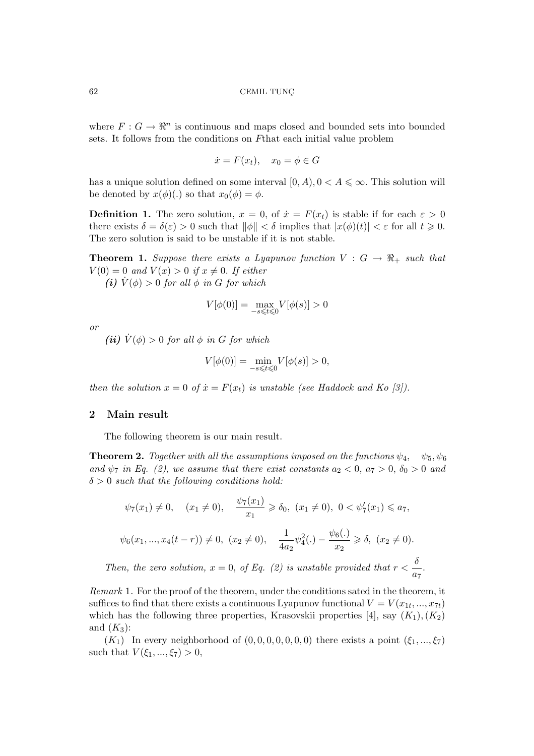where $F : G \to \Re^n$ is continuous and maps closed and bounded sets into bounded sets. It follows from the conditions on $F$that each initial value problem

$$\dot{x} = F(x_t), \quad x_0 = \phi \in G$$

has a unique solution defined on some interval $[0, A), 0 < A \leqslant \infty$. This solution will be denoted by $x(\phi)(.)$ so that $x_0(\phi) = \phi$.

**Definition 1.** The zero solution, $x = 0$, of $\dot{x} = F(x_t)$ is stable if for each $\varepsilon > 0$ there exists $\delta = \delta(\varepsilon) > 0$ such that $\|\phi\| < \delta$ implies that $|x(\phi)(t)| < \varepsilon$ for all $t \geqslant 0$. The zero solution is said to be unstable if it is not stable.

**Theorem 1.** *Suppose there exists a Lyapunov function $V : G \to \Re_+$ such that $V(0) = 0$ and $V(x) > 0$ if $x \neq 0$. If either*

***(i)*** *$\dot{V}(\phi) > 0$ for all $\phi$ in $G$ for which*

$$V[\phi(0)] = \max_{-s \leqslant t \leqslant 0} V[\phi(s)] > 0$$

*or*

***(ii)*** *$\dot{V}(\phi) > 0$ for all $\phi$ in $G$ for which*

$$V[\phi(0)] = \min_{-s \leqslant t \leqslant 0} V[\phi(s)] > 0,$$

*then the solution $x = 0$ of $\dot{x} = F(x_t)$ is unstable (see Haddock and Ko [3]).*

## 2 Main result

The following theorem is our main result.

**Theorem 2.** *Together with all the assumptions imposed on the functions $\psi_4$, $\psi_5, \psi_6$ and $\psi_7$ in Eq. (2), we assume that there exist constants $a_2 < 0$, $a_7 > 0$, $\delta_0 > 0$ and $\delta > 0$ such that the following conditions hold:*

$$\psi_7(x_1) \neq 0, \quad (x_1 \neq 0), \quad \frac{\psi_7(x_1)}{x_1} \geqslant \delta_0, \ (x_1 \neq 0), \ 0 < \psi_7'(x_1) \leqslant a_7,$$

$$\psi_6(x_1, ..., x_4(t-r)) \neq 0, \ (x_2 \neq 0), \quad \frac{1}{4a_2}\psi_4^2(.) - \frac{\psi_6(.)}{x_2} \geqslant \delta, \ (x_2 \neq 0).$$

*Then, the zero solution, $x = 0$, of Eq. (2) is unstable provided that $r < \dfrac{\delta}{a_7}$.*

*Remark* 1. For the proof of the theorem, under the conditions sated in the theorem, it suffices to find that there exists a continuous Lyapunov functional $V = V(x_{1t}, ..., x_{7t})$ which has the following three properties, Krasovskii properties [4], say $(K_1), (K_2)$ and $(K_3)$:

$(K_1)$ In every neighborhood of $(0, 0, 0, 0, 0, 0, 0)$ there exists a point $(\xi_1, ..., \xi_7)$ such that $V(\xi_1, ..., \xi_7) > 0$,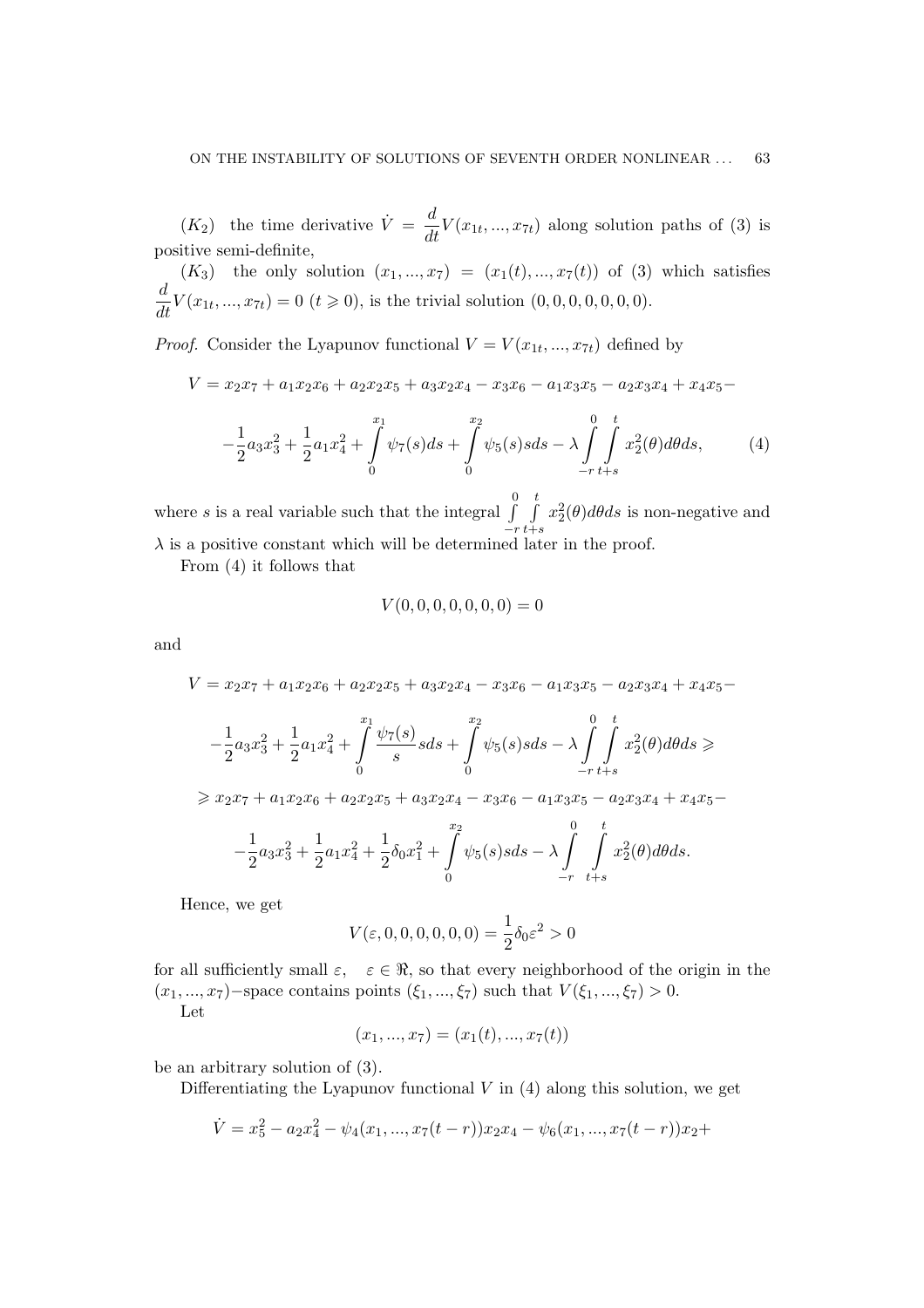$(K_2)$ the time derivative $\dot{V} = \dfrac{d}{dt}V(x_{1t}, ..., x_{7t})$ along solution paths of (3) is positive semi-definite,

$(K_3)$ the only solution $(x_1, ..., x_7) = (x_1(t), ..., x_7(t))$ of (3) which satisfies $\dfrac{d}{dt}V(x_{1t}, ..., x_{7t}) = 0$ $(t \geqslant 0)$, is the trivial solution $(0, 0, 0, 0, 0, 0, 0)$.

*Proof.* Consider the Lyapunov functional $V = V(x_{1t}, ..., x_{7t})$ defined by

$$V = x_2x_7 + a_1x_2x_6 + a_2x_2x_5 + a_3x_2x_4 - x_3x_6 - a_1x_3x_5 - a_2x_3x_4 + x_4x_5 -$$
$$-\frac{1}{2}a_3x_3^2 + \frac{1}{2}a_1x_4^2 + \int_0^{x_1}\psi_7(s)ds + \int_0^{x_2}\psi_5(s)sds - \lambda\int_{-r}^{0}\int_{t+s}^{t}x_2^2(\theta)d\theta ds, \tag{4}$$

where $s$ is a real variable such that the integral $\int\limits_{-r}^{0}\int\limits_{t+s}^{t}x_2^2(\theta)d\theta ds$ is non-negative and $\lambda$ is a positive constant which will be determined later in the proof.

From (4) it follows that

$$V(0, 0, 0, 0, 0, 0, 0) = 0$$

and

$$V = x_2x_7 + a_1x_2x_6 + a_2x_2x_5 + a_3x_2x_4 - x_3x_6 - a_1x_3x_5 - a_2x_3x_4 + x_4x_5 -$$
$$-\frac{1}{2}a_3x_3^2 + \frac{1}{2}a_1x_4^2 + \int_0^{x_1}\frac{\psi_7(s)}{s}sds + \int_0^{x_2}\psi_5(s)sds - \lambda\int_{-r}^{0}\int_{t+s}^{t}x_2^2(\theta)d\theta ds \geqslant$$
$$\geqslant x_2x_7 + a_1x_2x_6 + a_2x_2x_5 + a_3x_2x_4 - x_3x_6 - a_1x_3x_5 - a_2x_3x_4 + x_4x_5 -$$
$$-\frac{1}{2}a_3x_3^2 + \frac{1}{2}a_1x_4^2 + \frac{1}{2}\delta_0x_1^2 + \int_0^{x_2}\psi_5(s)sds - \lambda\int_{-r}^{0}\int_{t+s}^{t}x_2^2(\theta)d\theta ds.$$

Hence, we get

$$V(\varepsilon, 0, 0, 0, 0, 0, 0) = \frac{1}{2}\delta_0\varepsilon^2 > 0$$

for all sufficiently small $\varepsilon$, $\varepsilon \in \Re$, so that every neighborhood of the origin in the $(x_1, ..., x_7)-$space contains points $(\xi_1, ..., \xi_7)$ such that $V(\xi_1, ..., \xi_7) > 0$.

Let

$$(x_1, ..., x_7) = (x_1(t), ..., x_7(t))$$

be an arbitrary solution of (3).

Differentiating the Lyapunov functional $V$ in (4) along this solution, we get

$$\dot{V} = x_5^2 - a_2x_4^2 - \psi_4(x_1, ..., x_7(t-r))x_2x_4 - \psi_6(x_1, ..., x_7(t-r))x_2 +$$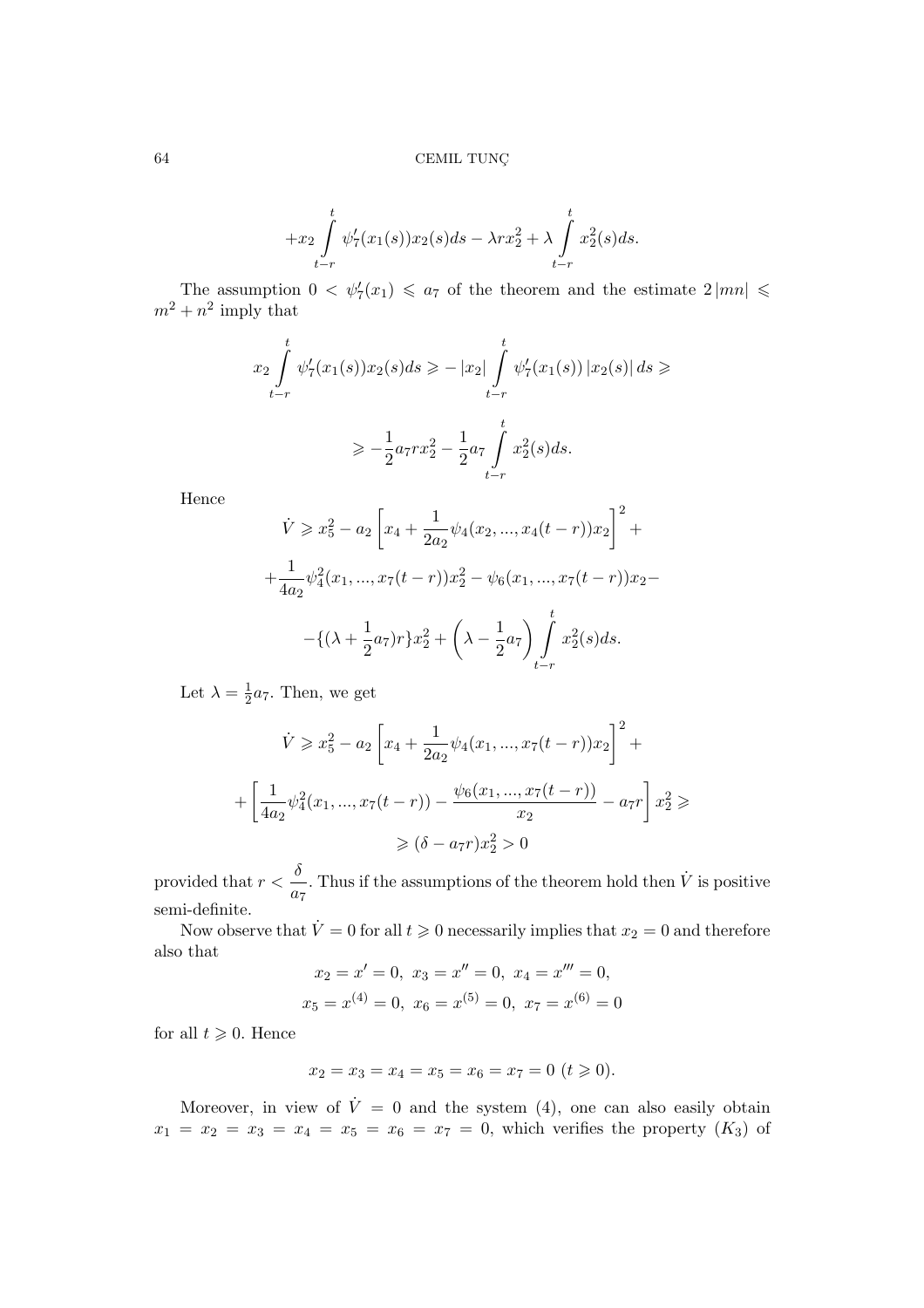$$+x_2 \int\limits_{t-r}^{t} \psi_7'(x_1(s))x_2(s)ds - \lambda r x_2^2 + \lambda \int\limits_{t-r}^{t} x_2^2(s)ds.$$

The assumption $0 < \psi_7'(x_1) \leqslant a_7$ of the theorem and the estimate $2|mn| \leqslant m^2 + n^2$ imply that

$$x_2 \int\limits_{t-r}^{t} \psi_7'(x_1(s))x_2(s)ds \geqslant -|x_2| \int\limits_{t-r}^{t} \psi_7'(x_1(s))\,|x_2(s)|\,ds \geqslant$$

$$\geqslant -\frac{1}{2}a_7 r x_2^2 - \frac{1}{2}a_7 \int\limits_{t-r}^{t} x_2^2(s)ds.$$

Hence

$$\dot{V} \geqslant x_5^2 - a_2\left[x_4 + \frac{1}{2a_2}\psi_4(x_2, ..., x_4(t-r))x_2\right]^2 +$$

$$+\frac{1}{4a_2}\psi_4^2(x_1, ..., x_7(t-r))x_2^2 - \psi_6(x_1, ..., x_7(t-r))x_2 -$$

$$-\{(\lambda + \frac{1}{2}a_7)r\}x_2^2 + \left(\lambda - \frac{1}{2}a_7\right)\int\limits_{t-r}^{t} x_2^2(s)ds.$$

Let $\lambda = \frac{1}{2}a_7$. Then, we get

$$\dot{V} \geqslant x_5^2 - a_2\left[x_4 + \frac{1}{2a_2}\psi_4(x_1, ..., x_7(t-r))x_2\right]^2 +$$

$$+\left[\frac{1}{4a_2}\psi_4^2(x_1, ..., x_7(t-r)) - \frac{\psi_6(x_1, ..., x_7(t-r))}{x_2} - a_7 r\right]x_2^2 \geqslant$$

$$\geqslant (\delta - a_7 r)x_2^2 > 0$$

provided that $r < \dfrac{\delta}{a_7}$. Thus if the assumptions of the theorem hold then $\dot{V}$ is positive semi-definite.

Now observe that $\dot{V} = 0$ for all $t \geqslant 0$ necessarily implies that $x_2 = 0$ and therefore also that

$$x_2 = x' = 0,\ x_3 = x'' = 0,\ x_4 = x''' = 0,$$

$$x_5 = x^{(4)} = 0,\ x_6 = x^{(5)} = 0,\ x_7 = x^{(6)} = 0$$

for all $t \geqslant 0$. Hence

$$x_2 = x_3 = x_4 = x_5 = x_6 = x_7 = 0\ (t \geqslant 0).$$

Moreover, in view of $\dot{V} = 0$ and the system (4), one can also easily obtain $x_1 = x_2 = x_3 = x_4 = x_5 = x_6 = x_7 = 0$, which verifies the property $(K_3)$ of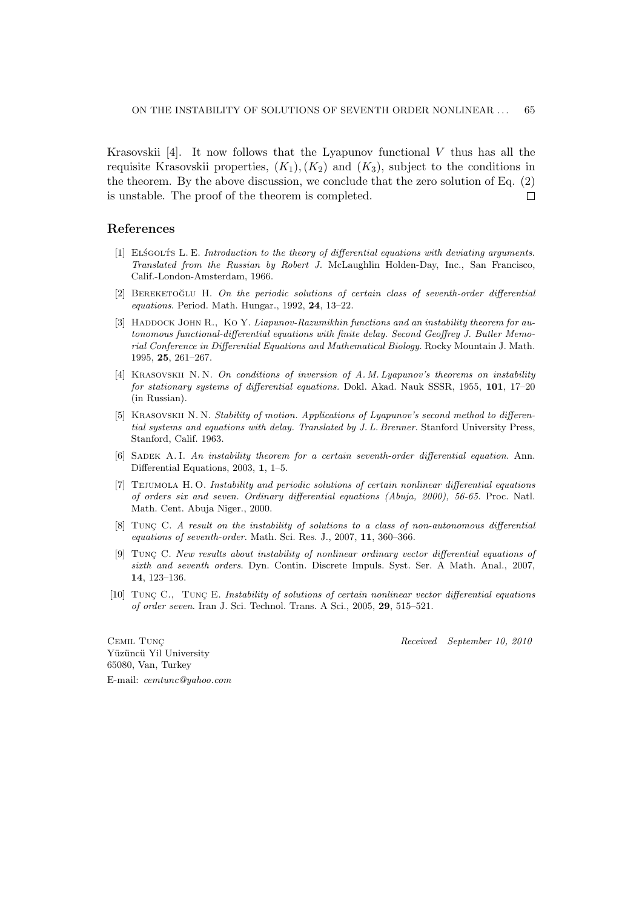Krasovskii [4]. It now follows that the Lyapunov functional $V$ thus has all the requisite Krasovskii properties, $(K_1), (K_2)$ and $(K_3)$, subject to the conditions in the theorem. By the above discussion, we conclude that the zero solution of Eq. (2) is unstable. The proof of the theorem is completed. □

## References

[1] Elśgolt́s L. E. *Introduction to the theory of differential equations with deviating arguments. Translated from the Russian by Robert J.* McLaughlin Holden-Day, Inc., San Francisco, Calif.-London-Amsterdam, 1966.

[2] Bereketoğlu H. *On the periodic solutions of certain class of seventh-order differential equations*. Period. Math. Hungar., 1992, **24**, 13–22.

[3] Haddock John R., Ko Y. *Liapunov-Razumikhin functions and an instability theorem for autonomous functional-differential equations with finite delay. Second Geoffrey J. Butler Memorial Conference in Differential Equations and Mathematical Biology.* Rocky Mountain J. Math. 1995, **25**, 261–267.

[4] Krasovskii N. N. *On conditions of inversion of A. M. Lyapunov's theorems on instability for stationary systems of differential equations.* Dokl. Akad. Nauk SSSR, 1955, **101**, 17–20 (in Russian).

[5] Krasovskii N. N. *Stability of motion. Applications of Lyapunov's second method to differential systems and equations with delay. Translated by J. L. Brenner*. Stanford University Press, Stanford, Calif. 1963.

[6] Sadek A. I. *An instability theorem for a certain seventh-order differential equation*. Ann. Differential Equations, 2003, **1**, 1–5.

[7] Tejumola H. O. *Instability and periodic solutions of certain nonlinear differential equations of orders six and seven. Ordinary differential equations (Abuja, 2000), 56-65.* Proc. Natl. Math. Cent. Abuja Niger., 2000.

[8] Tunç C. *A result on the instability of solutions to a class of non-autonomous differential equations of seventh-order*. Math. Sci. Res. J., 2007, **11**, 360–366.

[9] Tunç C. *New results about instability of nonlinear ordinary vector differential equations of sixth and seventh orders*. Dyn. Contin. Discrete Impuls. Syst. Ser. A Math. Anal., 2007, **14**, 123–136.

[10] Tunç C., Tunç E. *Instability of solutions of certain nonlinear vector differential equations of order seven*. Iran J. Sci. Technol. Trans. A Sci., 2005, **29**, 515–521.

Cemil Tunç
Yüzüncü Yil University
65080, Van, Turkey
E-mail: *cemtunc@yahoo.com*

*Received September 10, 2010*